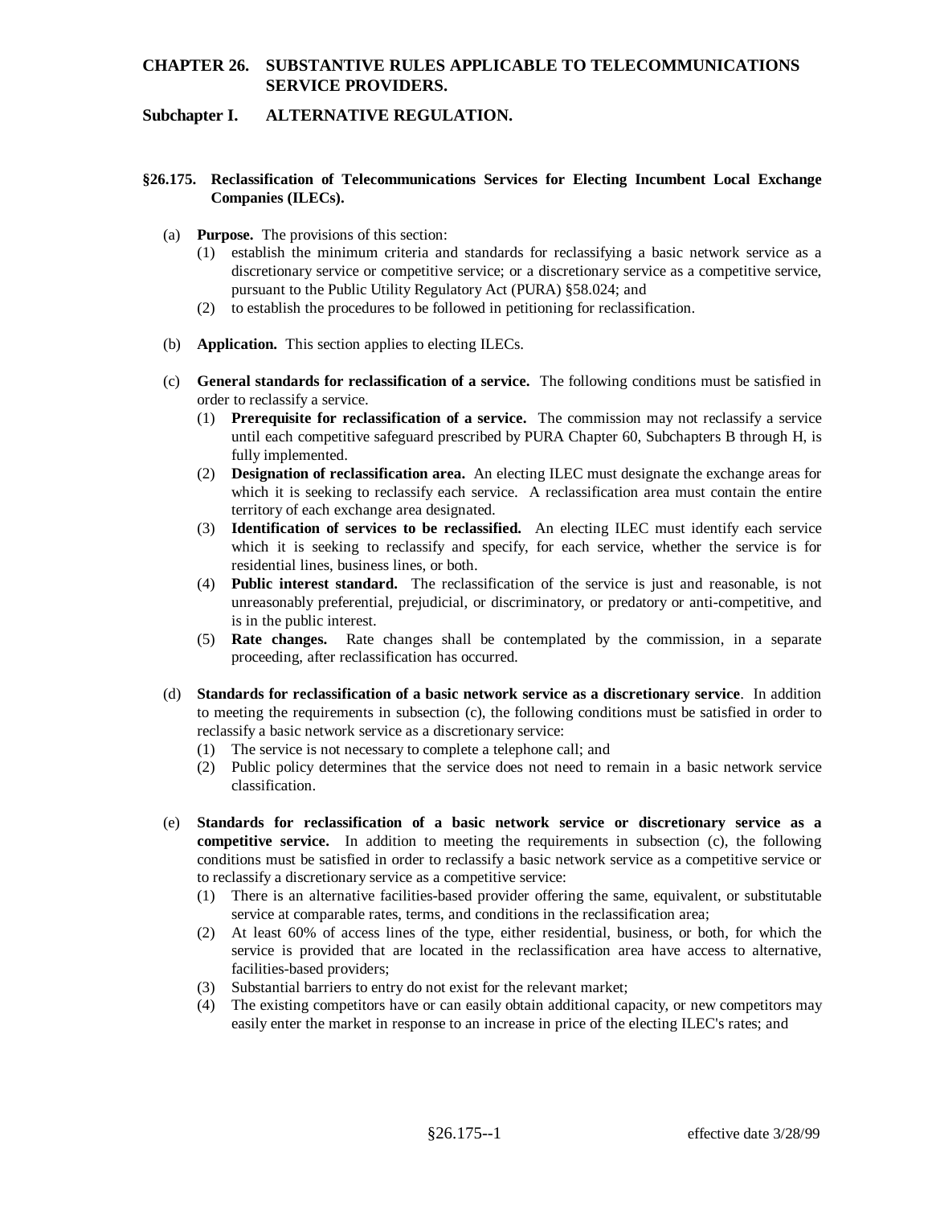## CHAPTER 26. SUBSTANTIVE RULES APPLICABLE TO TELECOMMUNICATIONS SERVICE PROVIDERS.

### Subchapter I. ALTERNATIVE REGULATION.

#### §26.175. Reclassification of Telecommunications Services for Electing Incumbent Local Exchange Companies (ILECs).

(a) **Purpose.** The provisions of this section:

(1) establish the minimum criteria and standards for reclassifying a basic network service as a discretionary service or competitive service; or a discretionary service as a competitive service, pursuant to the Public Utility Regulatory Act (PURA) §58.024; and

(2) to establish the procedures to be followed in petitioning for reclassification.

(b) **Application.** This section applies to electing ILECs.

(c) **General standards for reclassification of a service.** The following conditions must be satisfied in order to reclassify a service.

(1) **Prerequisite for reclassification of a service.** The commission may not reclassify a service until each competitive safeguard prescribed by PURA Chapter 60, Subchapters B through H, is fully implemented.

(2) **Designation of reclassification area.** An electing ILEC must designate the exchange areas for which it is seeking to reclassify each service. A reclassification area must contain the entire territory of each exchange area designated.

(3) **Identification of services to be reclassified.** An electing ILEC must identify each service which it is seeking to reclassify and specify, for each service, whether the service is for residential lines, business lines, or both.

(4) **Public interest standard.** The reclassification of the service is just and reasonable, is not unreasonably preferential, prejudicial, or discriminatory, or predatory or anti-competitive, and is in the public interest.

(5) **Rate changes.** Rate changes shall be contemplated by the commission, in a separate proceeding, after reclassification has occurred.

(d) **Standards for reclassification of a basic network service as a discretionary service**. In addition to meeting the requirements in subsection (c), the following conditions must be satisfied in order to reclassify a basic network service as a discretionary service:

(1) The service is not necessary to complete a telephone call; and

(2) Public policy determines that the service does not need to remain in a basic network service classification.

(e) **Standards for reclassification of a basic network service or discretionary service as a competitive service.** In addition to meeting the requirements in subsection (c), the following conditions must be satisfied in order to reclassify a basic network service as a competitive service or to reclassify a discretionary service as a competitive service:

(1) There is an alternative facilities-based provider offering the same, equivalent, or substitutable service at comparable rates, terms, and conditions in the reclassification area;

(2) At least 60% of access lines of the type, either residential, business, or both, for which the service is provided that are located in the reclassification area have access to alternative, facilities-based providers;

(3) Substantial barriers to entry do not exist for the relevant market;

(4) The existing competitors have or can easily obtain additional capacity, or new competitors may easily enter the market in response to an increase in price of the electing ILEC's rates; and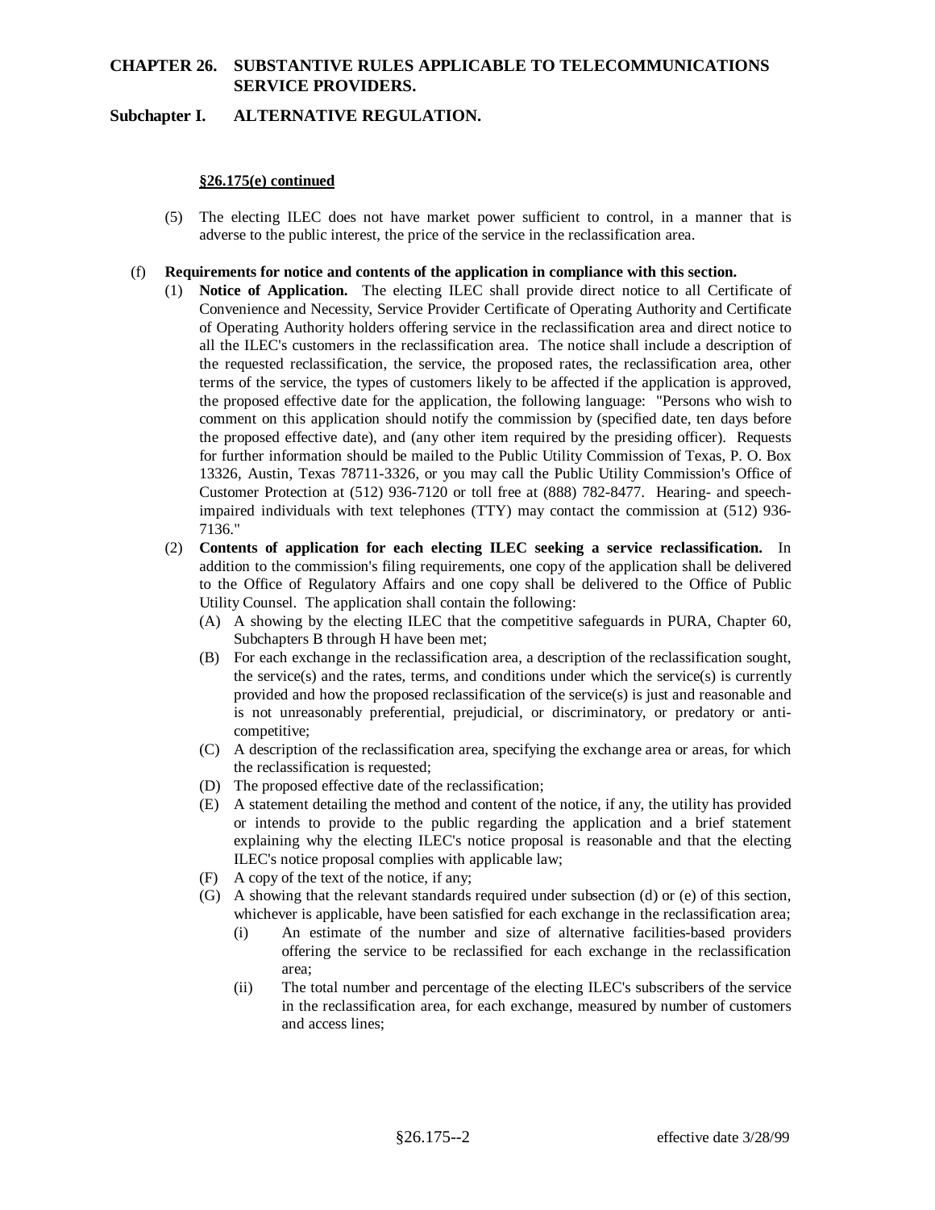**§26.175(e) continued**

(5) The electing ILEC does not have market power sufficient to control, in a manner that is adverse to the public interest, the price of the service in the reclassification area.

(f) **Requirements for notice and contents of the application in compliance with this section.**

(1) **Notice of Application.** The electing ILEC shall provide direct notice to all Certificate of Convenience and Necessity, Service Provider Certificate of Operating Authority and Certificate of Operating Authority holders offering service in the reclassification area and direct notice to all the ILEC's customers in the reclassification area. The notice shall include a description of the requested reclassification, the service, the proposed rates, the reclassification area, other terms of the service, the types of customers likely to be affected if the application is approved, the proposed effective date for the application, the following language: "Persons who wish to comment on this application should notify the commission by (specified date, ten days before the proposed effective date), and (any other item required by the presiding officer). Requests for further information should be mailed to the Public Utility Commission of Texas, P. O. Box 13326, Austin, Texas 78711-3326, or you may call the Public Utility Commission's Office of Customer Protection at (512) 936-7120 or toll free at (888) 782-8477. Hearing- and speech-impaired individuals with text telephones (TTY) may contact the commission at (512) 936-7136."

(2) **Contents of application for each electing ILEC seeking a service reclassification.** In addition to the commission's filing requirements, one copy of the application shall be delivered to the Office of Regulatory Affairs and one copy shall be delivered to the Office of Public Utility Counsel. The application shall contain the following:

(A) A showing by the electing ILEC that the competitive safeguards in PURA, Chapter 60, Subchapters B through H have been met;

(B) For each exchange in the reclassification area, a description of the reclassification sought, the service(s) and the rates, terms, and conditions under which the service(s) is currently provided and how the proposed reclassification of the service(s) is just and reasonable and is not unreasonably preferential, prejudicial, or discriminatory, or predatory or anti-competitive;

(C) A description of the reclassification area, specifying the exchange area or areas, for which the reclassification is requested;

(D) The proposed effective date of the reclassification;

(E) A statement detailing the method and content of the notice, if any, the utility has provided or intends to provide to the public regarding the application and a brief statement explaining why the electing ILEC's notice proposal is reasonable and that the electing ILEC's notice proposal complies with applicable law;

(F) A copy of the text of the notice, if any;

(G) A showing that the relevant standards required under subsection (d) or (e) of this section, whichever is applicable, have been satisfied for each exchange in the reclassification area;

(i) An estimate of the number and size of alternative facilities-based providers offering the service to be reclassified for each exchange in the reclassification area;

(ii) The total number and percentage of the electing ILEC's subscribers of the service in the reclassification area, for each exchange, measured by number of customers and access lines;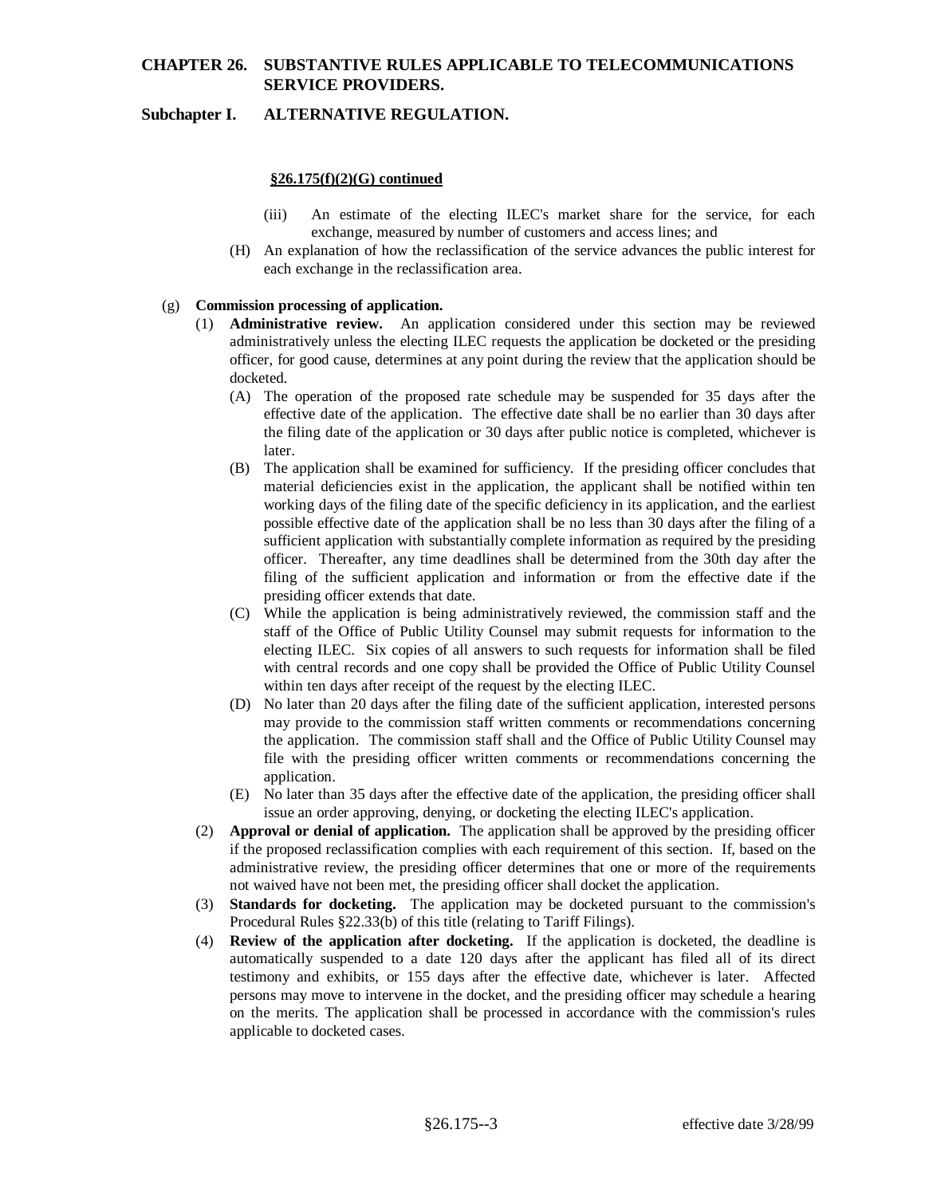**§26.175(f)(2)(G) continued**

(iii) An estimate of the electing ILEC's market share for the service, for each exchange, measured by number of customers and access lines; and

(H) An explanation of how the reclassification of the service advances the public interest for each exchange in the reclassification area.

(g) **Commission processing of application.**

(1) **Administrative review.** An application considered under this section may be reviewed administratively unless the electing ILEC requests the application be docketed or the presiding officer, for good cause, determines at any point during the review that the application should be docketed.

(A) The operation of the proposed rate schedule may be suspended for 35 days after the effective date of the application. The effective date shall be no earlier than 30 days after the filing date of the application or 30 days after public notice is completed, whichever is later.

(B) The application shall be examined for sufficiency. If the presiding officer concludes that material deficiencies exist in the application, the applicant shall be notified within ten working days of the filing date of the specific deficiency in its application, and the earliest possible effective date of the application shall be no less than 30 days after the filing of a sufficient application with substantially complete information as required by the presiding officer. Thereafter, any time deadlines shall be determined from the 30th day after the filing of the sufficient application and information or from the effective date if the presiding officer extends that date.

(C) While the application is being administratively reviewed, the commission staff and the staff of the Office of Public Utility Counsel may submit requests for information to the electing ILEC. Six copies of all answers to such requests for information shall be filed with central records and one copy shall be provided the Office of Public Utility Counsel within ten days after receipt of the request by the electing ILEC.

(D) No later than 20 days after the filing date of the sufficient application, interested persons may provide to the commission staff written comments or recommendations concerning the application. The commission staff shall and the Office of Public Utility Counsel may file with the presiding officer written comments or recommendations concerning the application.

(E) No later than 35 days after the effective date of the application, the presiding officer shall issue an order approving, denying, or docketing the electing ILEC's application.

(2) **Approval or denial of application.** The application shall be approved by the presiding officer if the proposed reclassification complies with each requirement of this section. If, based on the administrative review, the presiding officer determines that one or more of the requirements not waived have not been met, the presiding officer shall docket the application.

(3) **Standards for docketing.** The application may be docketed pursuant to the commission's Procedural Rules §22.33(b) of this title (relating to Tariff Filings).

(4) **Review of the application after docketing.** If the application is docketed, the deadline is automatically suspended to a date 120 days after the applicant has filed all of its direct testimony and exhibits, or 155 days after the effective date, whichever is later. Affected persons may move to intervene in the docket, and the presiding officer may schedule a hearing on the merits. The application shall be processed in accordance with the commission's rules applicable to docketed cases.